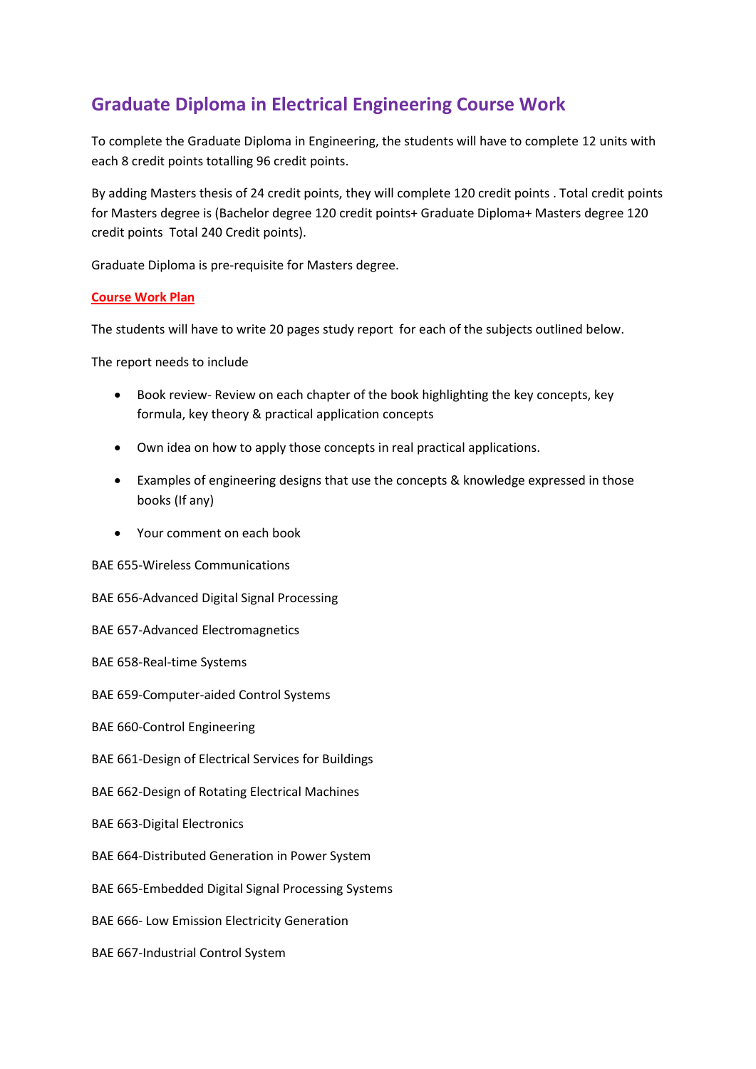# Graduate Diploma in Electrical Engineering Course Work

To complete the Graduate Diploma in Engineering, the students will have to complete 12 units with each 8 credit points totalling 96 credit points.

By adding Masters thesis of 24 credit points, they will complete 120 credit points . Total credit points for Masters degree is (Bachelor degree 120 credit points+ Graduate Diploma+ Masters degree 120 credit points Total 240 Credit points).

Graduate Diploma is pre-requisite for Masters degree.

**Course Work Plan**

The students will have to write 20 pages study report for each of the subjects outlined below.

The report needs to include

- Book review- Review on each chapter of the book highlighting the key concepts, key formula, key theory & practical application concepts
- Own idea on how to apply those concepts in real practical applications.
- Examples of engineering designs that use the concepts & knowledge expressed in those books (If any)
- Your comment on each book

BAE 655-Wireless Communications

BAE 656-Advanced Digital Signal Processing

BAE 657-Advanced Electromagnetics

BAE 658-Real-time Systems

BAE 659-Computer-aided Control Systems

BAE 660-Control Engineering

BAE 661-Design of Electrical Services for Buildings

BAE 662-Design of Rotating Electrical Machines

BAE 663-Digital Electronics

BAE 664-Distributed Generation in Power System

BAE 665-Embedded Digital Signal Processing Systems

BAE 666- Low Emission Electricity Generation

BAE 667-Industrial Control System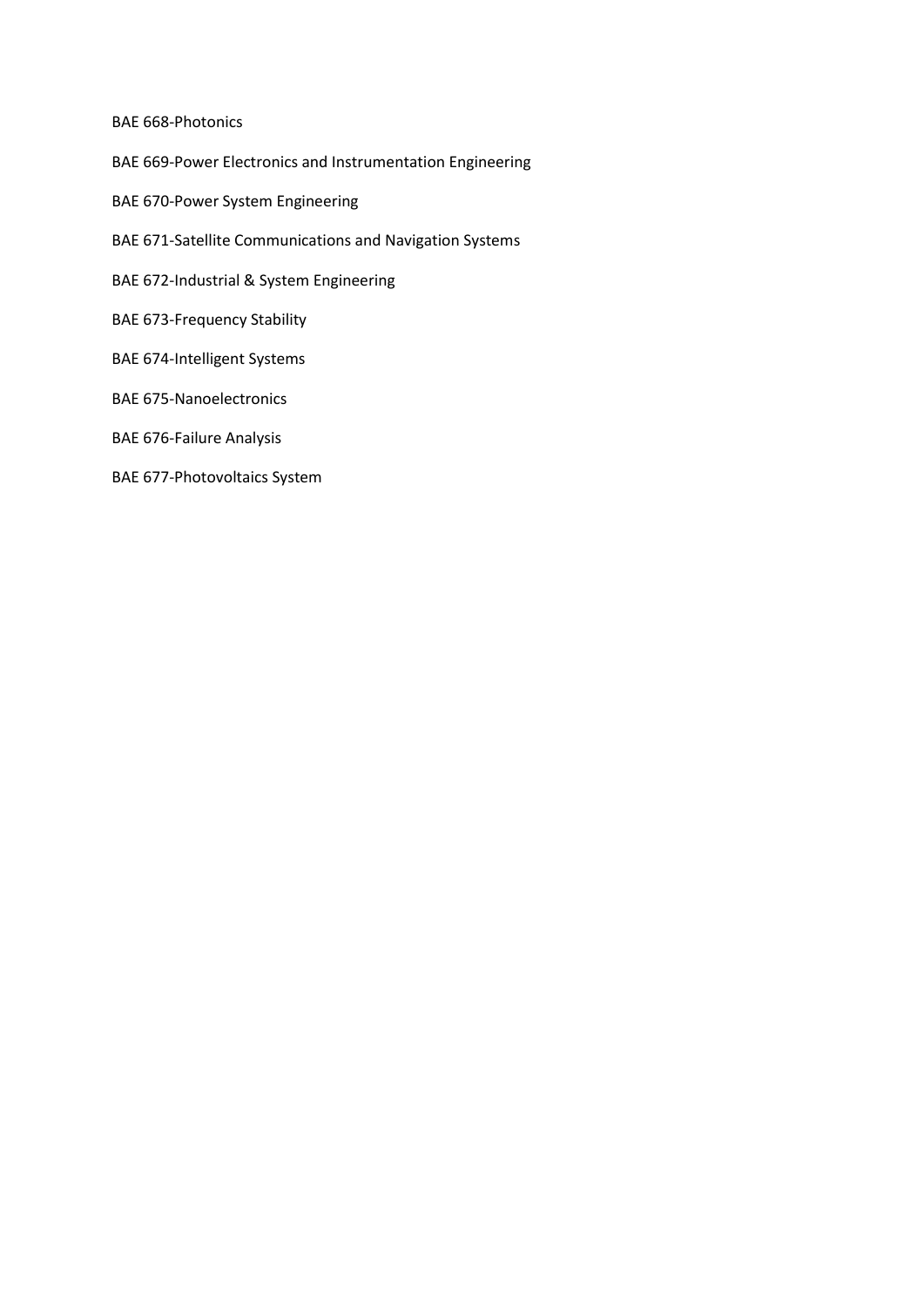BAE 668-Photonics

BAE 669-Power Electronics and Instrumentation Engineering

BAE 670-Power System Engineering

BAE 671-Satellite Communications and Navigation Systems

BAE 672-Industrial & System Engineering

BAE 673-Frequency Stability

BAE 674-Intelligent Systems

BAE 675-Nanoelectronics

BAE 676-Failure Analysis

BAE 677-Photovoltaics System